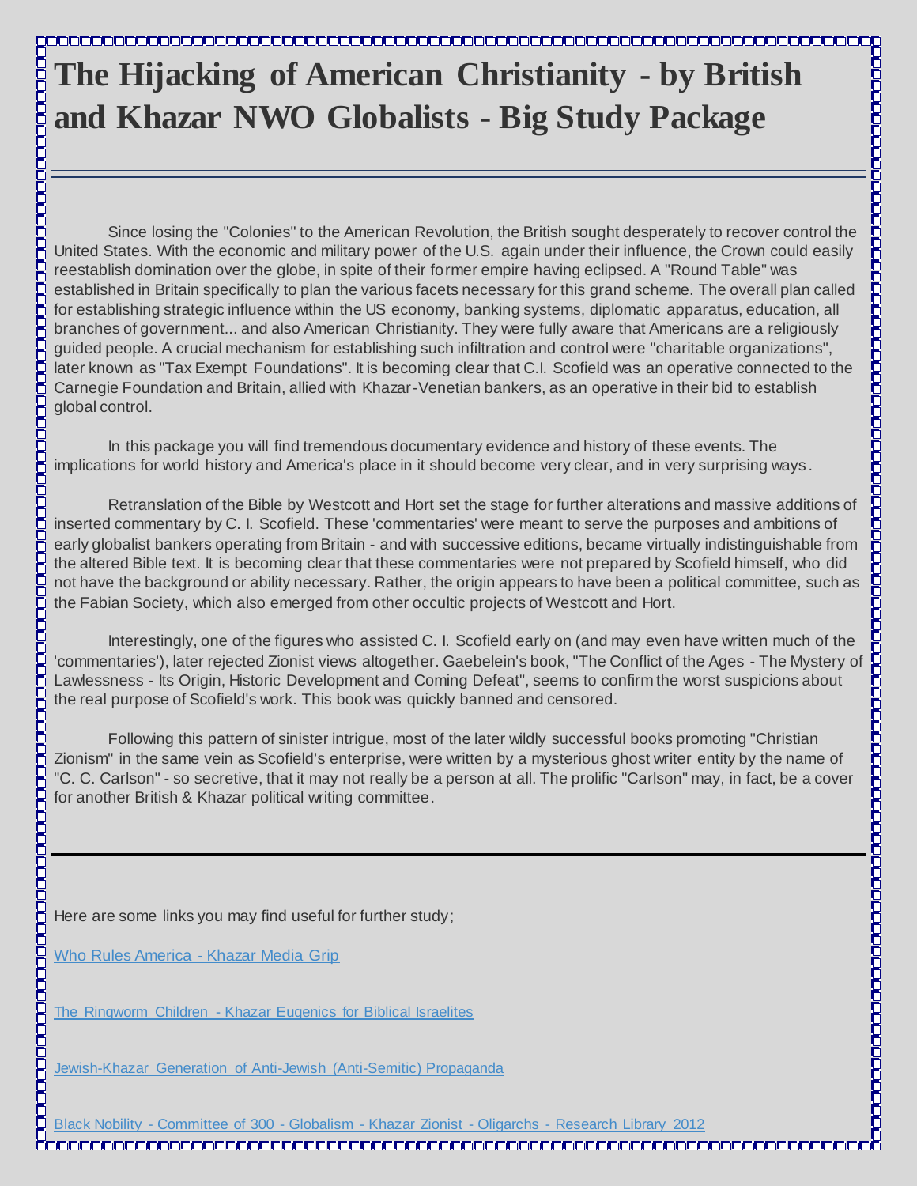# The Hijacking of American Christianity - by British and Khazar NWO Globalists - Big Study Package

---

Since losing the "Colonies" to the American Revolution, the British sought desperately to recover control the United States. With the economic and military power of the U.S. again under their influence, the Crown could easily reestablish domination over the globe, in spite of their former empire having eclipsed. A "Round Table" was established in Britain specifically to plan the various facets necessary for this grand scheme. The overall plan called for establishing strategic influence within the US economy, banking systems, diplomatic apparatus, education, all branches of government... and also American Christianity. They were fully aware that Americans are a religiously guided people. A crucial mechanism for establishing such infiltration and control were "charitable organizations", later known as "Tax Exempt Foundations". It is becoming clear that C.I. Scofield was an operative connected to the Carnegie Foundation and Britain, allied with Khazar-Venetian bankers, as an operative in their bid to establish global control.

In this package you will find tremendous documentary evidence and history of these events. The implications for world history and America's place in it should become very clear, and in very surprising ways.

Retranslation of the Bible by Westcott and Hort set the stage for further alterations and massive additions of inserted commentary by C. I. Scofield. These 'commentaries' were meant to serve the purposes and ambitions of early globalist bankers operating from Britain - and with successive editions, became virtually indistinguishable from the altered Bible text. It is becoming clear that these commentaries were not prepared by Scofield himself, who did not have the background or ability necessary. Rather, the origin appears to have been a political committee, such as the Fabian Society, which also emerged from other occultic projects of Westcott and Hort.

Interestingly, one of the figures who assisted C. I. Scofield early on (and may even have written much of the 'commentaries'), later rejected Zionist views altogether. Gaebelein's book, "The Conflict of the Ages - The Mystery of Lawlessness - Its Origin, Historic Development and Coming Defeat", seems to confirm the worst suspicions about the real purpose of Scofield's work. This book was quickly banned and censored.

Following this pattern of sinister intrigue, most of the later wildly successful books promoting "Christian Zionism" in the same vein as Scofield's enterprise, were written by a mysterious ghost writer entity by the name of "C. C. Carlson" - so secretive, that it may not really be a person at all. The prolific "Carlson" may, in fact, be a cover for another British & Khazar political writing committee.

---

Here are some links you may find useful for further study;

Who Rules America - Khazar Media Grip

The Ringworm Children - Khazar Eugenics for Biblical Israelites

Jewish-Khazar Generation of Anti-Jewish (Anti-Semitic) Propaganda

Black Nobility - Committee of 300 - Globalism - Khazar Zionist - Oligarchs - Research Library 2012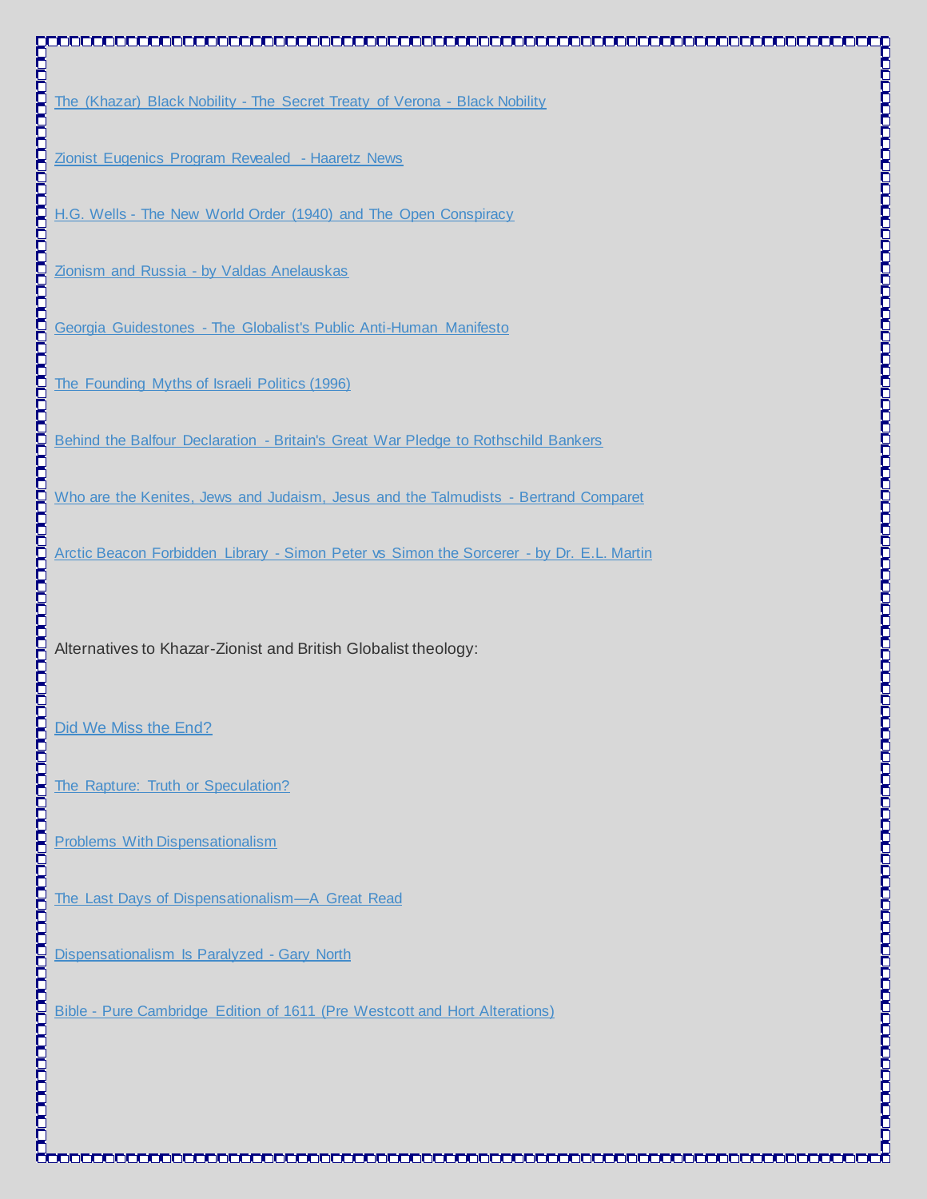The (Khazar) Black Nobility - The Secret Treaty of Verona - Black Nobility

Zionist Eugenics Program Revealed - Haaretz News

H.G. Wells - The New World Order (1940) and The Open Conspiracy

Zionism and Russia - by Valdas Anelauskas

Georgia Guidestones - The Globalist's Public Anti-Human Manifesto

The Founding Myths of Israeli Politics (1996)

Behind the Balfour Declaration - Britain's Great War Pledge to Rothschild Bankers

Who are the Kenites, Jews and Judaism, Jesus and the Talmudists - Bertrand Comparet

Arctic Beacon Forbidden Library - Simon Peter vs Simon the Sorcerer - by Dr. E.L. Martin

Alternatives to Khazar-Zionist and British Globalist theology:

Did We Miss the End?

The Rapture: Truth or Speculation?

Problems With Dispensationalism

The Last Days of Dispensationalism—A Great Read

Dispensationalism Is Paralyzed - Gary North

Bible - Pure Cambridge Edition of 1611 (Pre Westcott and Hort Alterations)